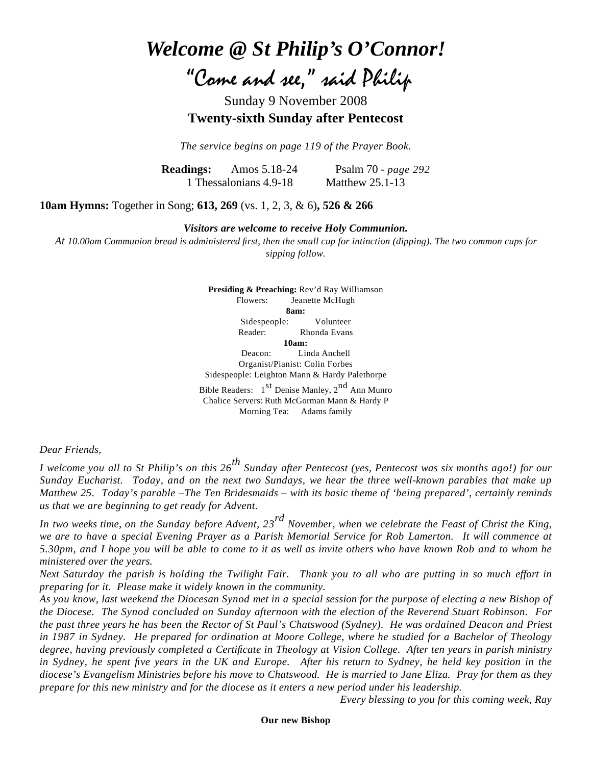# *Welcome @ St Philip's O'Connor!*

## *"Come and see," said Philip*

Sunday 9 November 2008

**Twenty-sixth Sunday after Pentecost**

*The service begins on page 119 of the Prayer Book.*

**Readings:** Amos 5.18-24 Psalm 70 - *page 292*
1 Thessalonians 4.9-18 Matthew 25.1-13

**10am Hymns:** Together in Song; **613, 269** (vs. 1, 2, 3, & 6)**, 526 & 266**

***Visitors are welcome to receive Holy Communion.***

*At 10.00am Communion bread is administered first, then the small cup for intinction (dipping). The two common cups for sipping follow.*

**Presiding & Preaching:** Rev'd Ray Williamson
Flowers: Jeanette McHugh

**8am:**
Sidespeople: Volunteer
Reader: Rhonda Evans

**10am:**
Deacon: Linda Anchell
Organist/Pianist: Colin Forbes
Sidespeople: Leighton Mann & Hardy Palethorpe
Bible Readers: 1st Denise Manley, 2nd Ann Munro
Chalice Servers: Ruth McGorman Mann & Hardy P
Morning Tea: Adams family

*Dear Friends,*

*I welcome you all to St Philip's on this 26th Sunday after Pentecost (yes, Pentecost was six months ago!) for our Sunday Eucharist. Today, and on the next two Sundays, we hear the three well-known parables that make up Matthew 25. Today's parable –The Ten Bridesmaids – with its basic theme of 'being prepared', certainly reminds us that we are beginning to get ready for Advent.*

*In two weeks time, on the Sunday before Advent, 23rd November, when we celebrate the Feast of Christ the King, we are to have a special Evening Prayer as a Parish Memorial Service for Rob Lamerton. It will commence at 5.30pm, and I hope you will be able to come to it as well as invite others who have known Rob and to whom he ministered over the years.*

*Next Saturday the parish is holding the Twilight Fair. Thank you to all who are putting in so much effort in preparing for it. Please make it widely known in the community.*

*As you know, last weekend the Diocesan Synod met in a special session for the purpose of electing a new Bishop of the Diocese. The Synod concluded on Sunday afternoon with the election of the Reverend Stuart Robinson. For the past three years he has been the Rector of St Paul's Chatswood (Sydney). He was ordained Deacon and Priest in 1987 in Sydney. He prepared for ordination at Moore College, where he studied for a Bachelor of Theology degree, having previously completed a Certificate in Theology at Vision College. After ten years in parish ministry in Sydney, he spent five years in the UK and Europe. After his return to Sydney, he held key position in the diocese's Evangelism Ministries before his move to Chatswood. He is married to Jane Eliza. Pray for them as they prepare for this new ministry and for the diocese as it enters a new period under his leadership.*

*Every blessing to you for this coming week, Ray*

**Our new Bishop**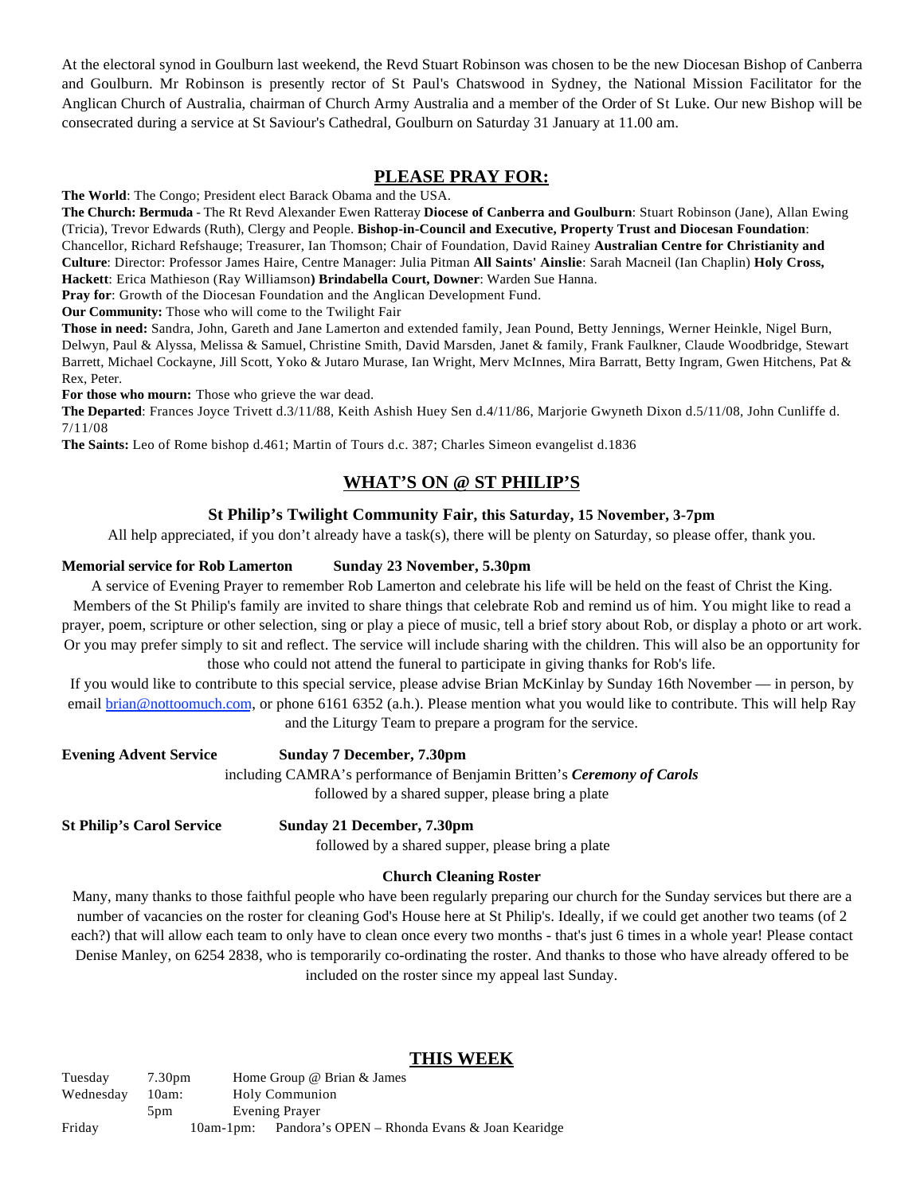At the electoral synod in Goulburn last weekend, the Revd Stuart Robinson was chosen to be the new Diocesan Bishop of Canberra and Goulburn. Mr Robinson is presently rector of St Paul's Chatswood in Sydney, the National Mission Facilitator for the Anglican Church of Australia, chairman of Church Army Australia and a member of the Order of St Luke. Our new Bishop will be consecrated during a service at St Saviour's Cathedral, Goulburn on Saturday 31 January at 11.00 am.

## PLEASE PRAY FOR:

**The World**: The Congo; President elect Barack Obama and the USA.

**The Church: Bermuda** - The Rt Revd Alexander Ewen Ratteray **Diocese of Canberra and Goulburn**: Stuart Robinson (Jane), Allan Ewing (Tricia), Trevor Edwards (Ruth), Clergy and People. **Bishop-in-Council and Executive, Property Trust and Diocesan Foundation**: Chancellor, Richard Refshauge; Treasurer, Ian Thomson; Chair of Foundation, David Rainey **Australian Centre for Christianity and Culture**: Director: Professor James Haire, Centre Manager: Julia Pitman **All Saints' Ainslie**: Sarah Macneil (Ian Chaplin) **Holy Cross, Hackett**: Erica Mathieson (Ray Williamson**) Brindabella Court, Downer**: Warden Sue Hanna.

**Pray for**: Growth of the Diocesan Foundation and the Anglican Development Fund.

**Our Community:** Those who will come to the Twilight Fair

**Those in need:** Sandra, John, Gareth and Jane Lamerton and extended family, Jean Pound, Betty Jennings, Werner Heinkle, Nigel Burn, Delwyn, Paul & Alyssa, Melissa & Samuel, Christine Smith, David Marsden, Janet & family, Frank Faulkner, Claude Woodbridge, Stewart Barrett, Michael Cockayne, Jill Scott, Yoko & Jutaro Murase, Ian Wright, Merv McInnes, Mira Barratt, Betty Ingram, Gwen Hitchens, Pat & Rex, Peter.

**For those who mourn:** Those who grieve the war dead.

**The Departed**: Frances Joyce Trivett d.3/11/88, Keith Ashish Huey Sen d.4/11/86, Marjorie Gwyneth Dixon d.5/11/08, John Cunliffe d. 7/11/08

**The Saints:** Leo of Rome bishop d.461; Martin of Tours d.c. 387; Charles Simeon evangelist d.1836

## WHAT'S ON @ ST PHILIP'S

**St Philip's Twilight Community Fair, this Saturday, 15 November, 3-7pm**

All help appreciated, if you don't already have a task(s), there will be plenty on Saturday, so please offer, thank you.

**Memorial service for Rob Lamerton Sunday 23 November, 5.30pm**

A service of Evening Prayer to remember Rob Lamerton and celebrate his life will be held on the feast of Christ the King. Members of the St Philip's family are invited to share things that celebrate Rob and remind us of him. You might like to read a prayer, poem, scripture or other selection, sing or play a piece of music, tell a brief story about Rob, or display a photo or art work. Or you may prefer simply to sit and reflect. The service will include sharing with the children. This will also be an opportunity for those who could not attend the funeral to participate in giving thanks for Rob's life.

If you would like to contribute to this special service, please advise Brian McKinlay by Sunday 16th November — in person, by email brian@nottoomuch.com, or phone 6161 6352 (a.h.). Please mention what you would like to contribute. This will help Ray and the Liturgy Team to prepare a program for the service.

**Evening Advent Service Sunday 7 December, 7.30pm**

including CAMRA's performance of Benjamin Britten's ***Ceremony of Carols***

followed by a shared supper, please bring a plate

**St Philip's Carol Service Sunday 21 December, 7.30pm**

followed by a shared supper, please bring a plate

**Church Cleaning Roster**

Many, many thanks to those faithful people who have been regularly preparing our church for the Sunday services but there are a number of vacancies on the roster for cleaning God's House here at St Philip's. Ideally, if we could get another two teams (of 2 each?) that will allow each team to only have to clean once every two months - that's just 6 times in a whole year! Please contact Denise Manley, on 6254 2838, who is temporarily co-ordinating the roster. And thanks to those who have already offered to be included on the roster since my appeal last Sunday.

## THIS WEEK

| | | |
|---|---|---|
| Tuesday | 7.30pm | Home Group @ Brian & James |
| Wednesday | 10am: | Holy Communion |
| | 5pm | Evening Prayer |
| Friday | 10am-1pm: | Pandora's OPEN – Rhonda Evans & Joan Kearidge |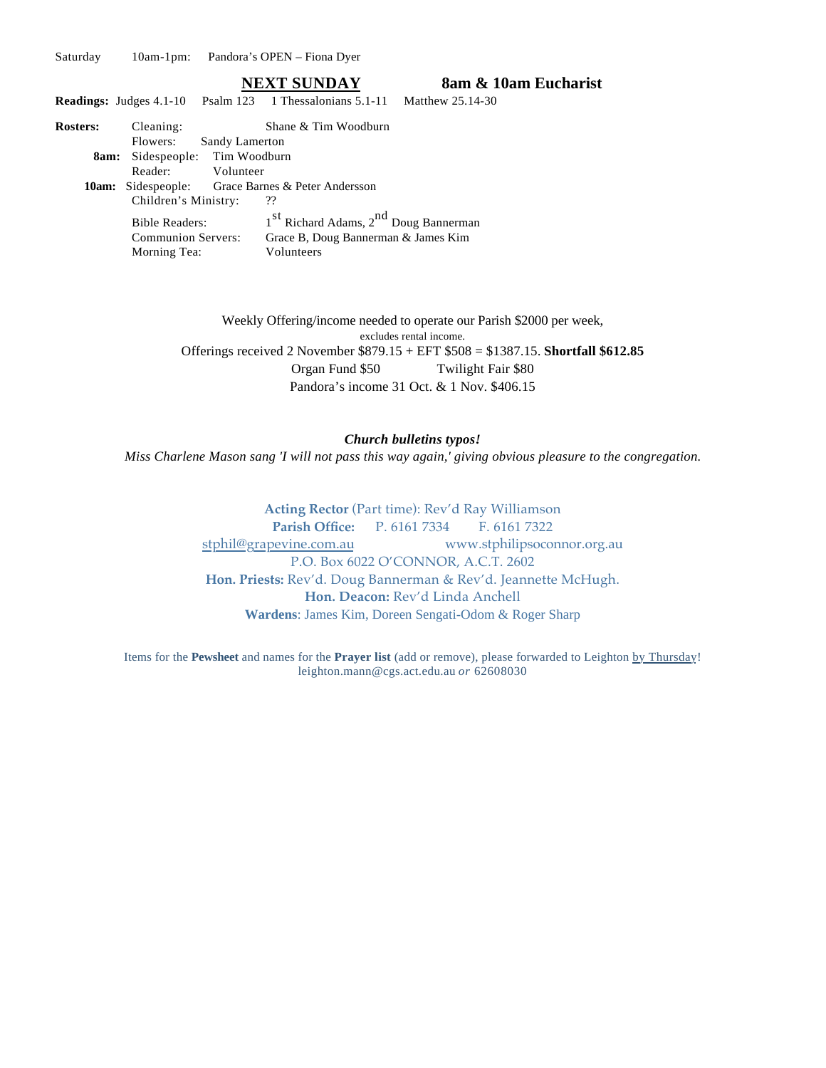Saturday 10am-1pm: Pandora's OPEN – Fiona Dyer

## NEXT SUNDAY 8am & 10am Eucharist

**Readings:** Judges 4.1-10 Psalm 123 1 Thessalonians 5.1-11 Matthew 25.14-30

**Rosters:**
Cleaning: Shane & Tim Woodburn
Flowers: Sandy Lamerton
**8am:** Sidespeople: Tim Woodburn
Reader: Volunteer
**10am:** Sidespeople: Grace Barnes & Peter Andersson
Children's Ministry: ??
Bible Readers: 1st Richard Adams, 2nd Doug Bannerman
Communion Servers: Grace B, Doug Bannerman & James Kim
Morning Tea: Volunteers

Weekly Offering/income needed to operate our Parish $2000 per week,
excludes rental income.
Offerings received 2 November $879.15 + EFT $508 = $1387.15. **Shortfall $612.85**
Organ Fund $50 Twilight Fair $80
Pandora's income 31 Oct. & 1 Nov. $406.15

***Church bulletins typos!***
*Miss Charlene Mason sang 'I will not pass this way again,' giving obvious pleasure to the congregation.*

**Acting Rector** (Part time): Rev'd Ray Williamson
**Parish Office:** P. 6161 7334 F. 6161 7322
stphil@grapevine.com.au www.stphilipsoconnor.org.au
P.O. Box 6022 O'CONNOR, A.C.T. 2602
**Hon. Priests:** Rev'd. Doug Bannerman & Rev'd. Jeannette McHugh.
**Hon. Deacon:** Rev'd Linda Anchell
**Wardens**: James Kim, Doreen Sengati-Odom & Roger Sharp

Items for the **Pewsheet** and names for the **Prayer list** (add or remove), please forwarded to Leighton by Thursday!
leighton.mann@cgs.act.edu.au *or* 62608030